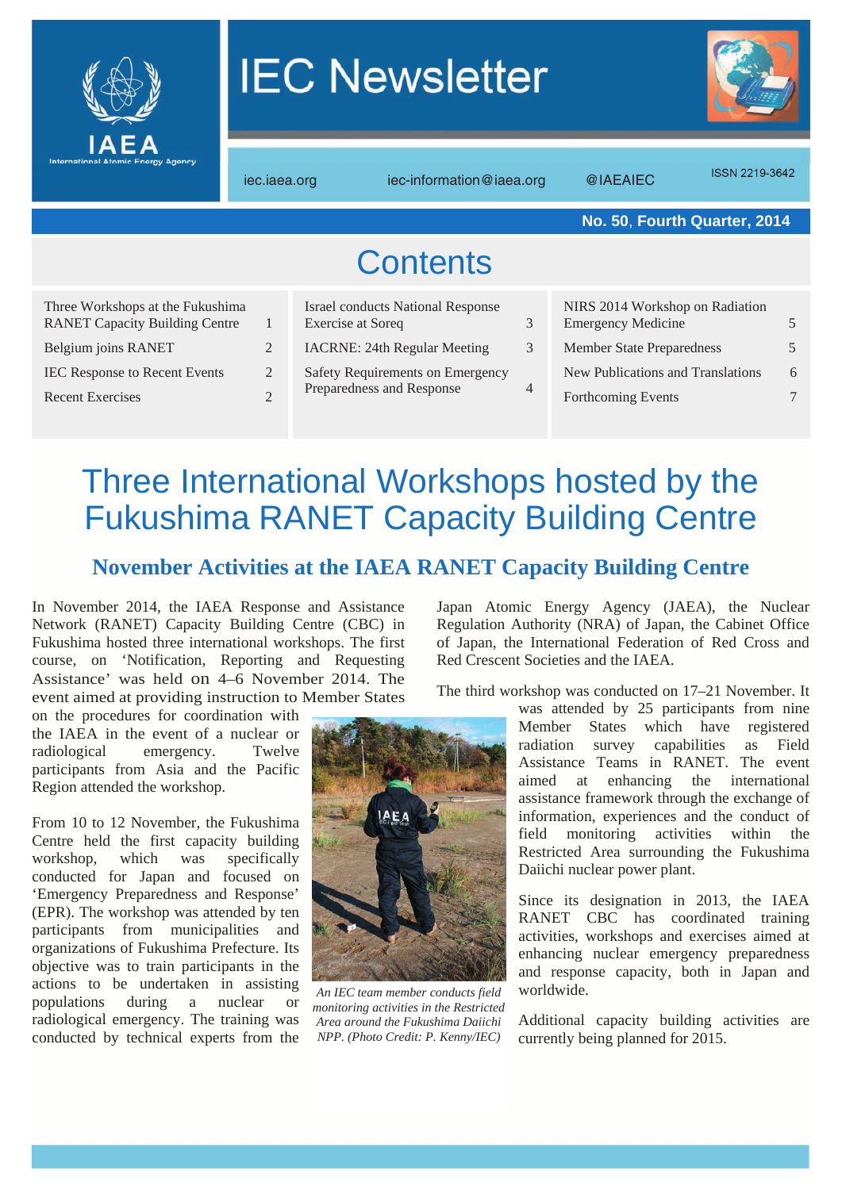# IEC Newsletter

iec.iaea.org iec-information@iaea.org @IAEAIEC ISSN 2219-3642

**No. 50, Fourth Quarter, 2014**

## Contents

| | |
|---|---|
| Three Workshops at the Fukushima RANET Capacity Building Centre | 1 |
| Belgium joins RANET | 2 |
| IEC Response to Recent Events | 2 |
| Recent Exercises | 2 |
| Israel conducts National Response Exercise at Soreq | 3 |
| IACRNE: 24th Regular Meeting | 3 |
| Safety Requirements on Emergency Preparedness and Response | 4 |
| NIRS 2014 Workshop on Radiation Emergency Medicine | 5 |
| Member State Preparedness | 5 |
| New Publications and Translations | 6 |
| Forthcoming Events | 7 |

# Three International Workshops hosted by the Fukushima RANET Capacity Building Centre

## November Activities at the IAEA RANET Capacity Building Centre

In November 2014, the IAEA Response and Assistance Network (RANET) Capacity Building Centre (CBC) in Fukushima hosted three international workshops. The first course, on 'Notification, Reporting and Requesting Assistance' was held on 4–6 November 2014. The event aimed at providing instruction to Member States on the procedures for coordination with the IAEA in the event of a nuclear or radiological emergency. Twelve participants from Asia and the Pacific Region attended the workshop.

From 10 to 12 November, the Fukushima Centre held the first capacity building workshop, which was specifically conducted for Japan and focused on 'Emergency Preparedness and Response' (EPR). The workshop was attended by ten participants from municipalities and organizations of Fukushima Prefecture. Its objective was to train participants in the actions to be undertaken in assisting populations during a nuclear or radiological emergency. The training was conducted by technical experts from the Japan Atomic Energy Agency (JAEA), the Nuclear Regulation Authority (NRA) of Japan, the Cabinet Office of Japan, the International Federation of Red Cross and Red Crescent Societies and the IAEA.

*An IEC team member conducts field monitoring activities in the Restricted Area around the Fukushima Daiichi NPP. (Photo Credit: P. Kenny/IEC)*

The third workshop was conducted on 17–21 November. It was attended by 25 participants from nine Member States which have registered radiation survey capabilities as Field Assistance Teams in RANET. The event aimed at enhancing the international assistance framework through the exchange of information, experiences and the conduct of field monitoring activities within the Restricted Area surrounding the Fukushima Daiichi nuclear power plant.

Since its designation in 2013, the IAEA RANET CBC has coordinated training activities, workshops and exercises aimed at enhancing nuclear emergency preparedness and response capacity, both in Japan and worldwide.

Additional capacity building activities are currently being planned for 2015.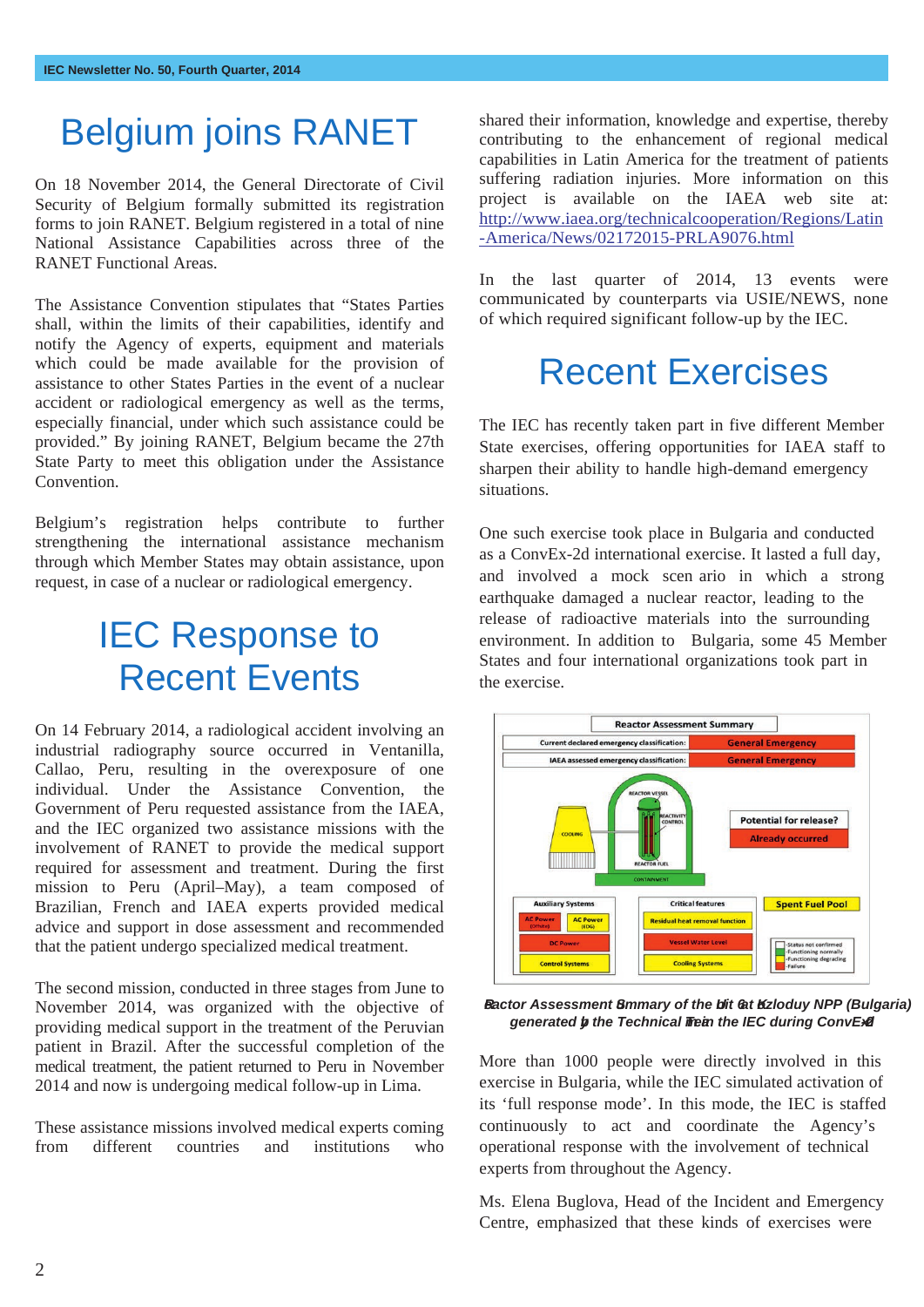# Belgium joins RANET

On 18 November 2014, the General Directorate of Civil Security of Belgium formally submitted its registration forms to join RANET. Belgium registered in a total of nine National Assistance Capabilities across three of the RANET Functional Areas.

The Assistance Convention stipulates that "States Parties shall, within the limits of their capabilities, identify and notify the Agency of experts, equipment and materials which could be made available for the provision of assistance to other States Parties in the event of a nuclear accident or radiological emergency as well as the terms, especially financial, under which such assistance could be provided." By joining RANET, Belgium became the 27th State Party to meet this obligation under the Assistance Convention.

Belgium's registration helps contribute to further strengthening the international assistance mechanism through which Member States may obtain assistance, upon request, in case of a nuclear or radiological emergency.

# IEC Response to Recent Events

On 14 February 2014, a radiological accident involving an industrial radiography source occurred in Ventanilla, Callao, Peru, resulting in the overexposure of one individual. Under the Assistance Convention, the Government of Peru requested assistance from the IAEA, and the IEC organized two assistance missions with the involvement of RANET to provide the medical support required for assessment and treatment. During the first mission to Peru (April–May), a team composed of Brazilian, French and IAEA experts provided medical advice and support in dose assessment and recommended that the patient undergo specialized medical treatment.

The second mission, conducted in three stages from June to November 2014, was organized with the objective of providing medical support in the treatment of the Peruvian patient in Brazil. After the successful completion of the medical treatment, the patient returned to Peru in November 2014 and now is undergoing medical follow-up in Lima.

These assistance missions involved medical experts coming from different countries and institutions who shared their information, knowledge and expertise, thereby contributing to the enhancement of regional medical capabilities in Latin America for the treatment of patients suffering radiation injuries. More information on this project is available on the IAEA web site at: http://www.iaea.org/technicalcooperation/Regions/Latin-America/News/02172015-PRLA9076.html

In the last quarter of 2014, 13 events were communicated by counterparts via USIE/NEWS, none of which required significant follow-up by the IEC.

# Recent Exercises

The IEC has recently taken part in five different Member State exercises, offering opportunities for IAEA staff to sharpen their ability to handle high-demand emergency situations.

One such exercise took place in Bulgaria and conducted as a ConvEx-2d international exercise. It lasted a full day, and involved a mock scen ario in which a strong earthquake damaged a nuclear reactor, leading to the release of radioactive materials into the surrounding environment. In addition to Bulgaria, some 45 Member States and four international organizations took part in the exercise.

*Reactor Assessment Summary of the Unit 6 at Kozloduy NPP (Bulgaria) generated by the Technical Team in the IEC during ConvEx-2d*

More than 1000 people were directly involved in this exercise in Bulgaria, while the IEC simulated activation of its 'full response mode'. In this mode, the IEC is staffed continuously to act and coordinate the Agency's operational response with the involvement of technical experts from throughout the Agency.

Ms. Elena Buglova, Head of the Incident and Emergency Centre, emphasized that these kinds of exercises were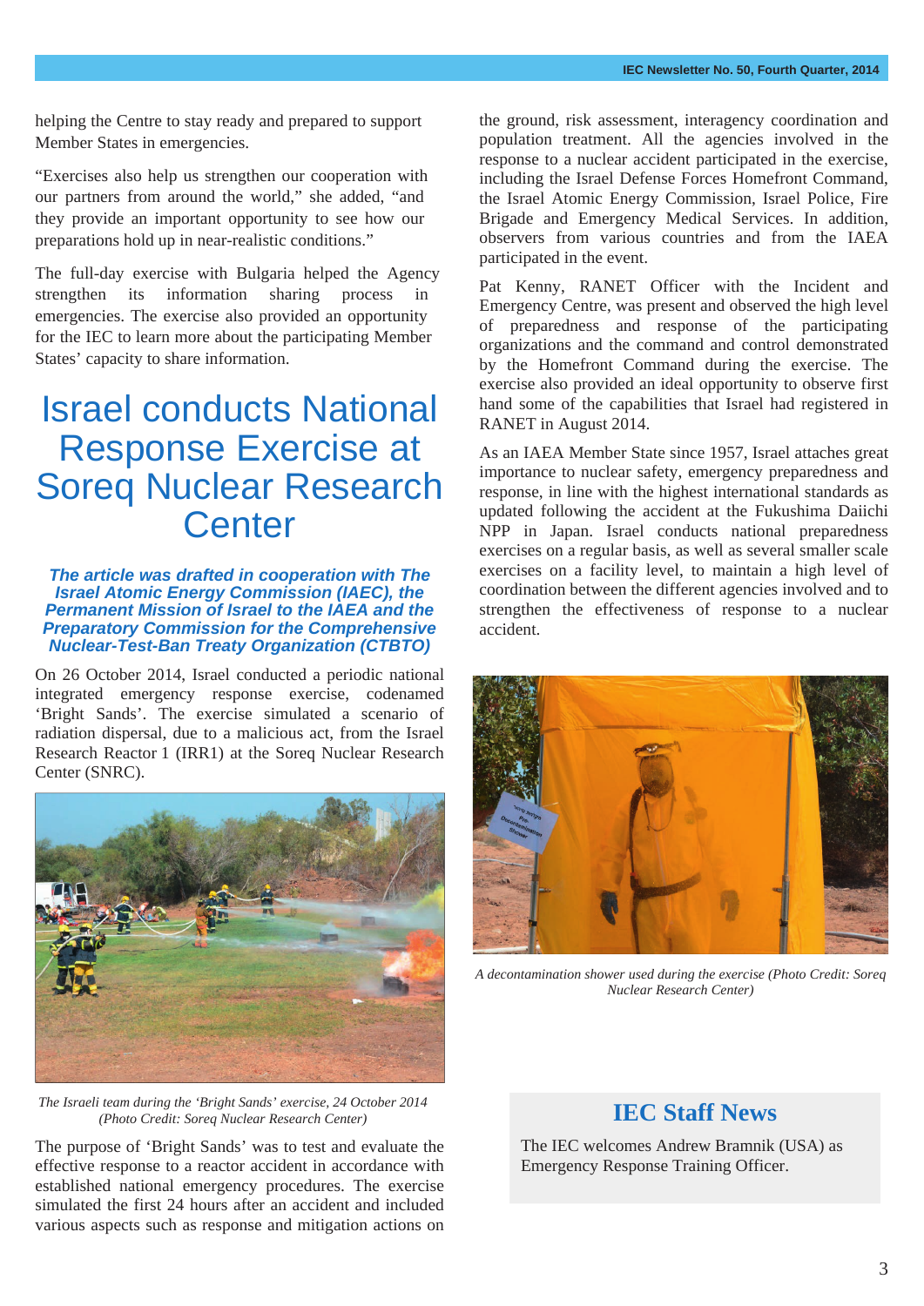helping the Centre to stay ready and prepared to support Member States in emergencies.

"Exercises also help us strengthen our cooperation with our partners from around the world," she added, "and they provide an important opportunity to see how our preparations hold up in near-realistic conditions."

The full-day exercise with Bulgaria helped the Agency strengthen its information sharing process in emergencies. The exercise also provided an opportunity for the IEC to learn more about the participating Member States' capacity to share information.

# Israel conducts National Response Exercise at Soreq Nuclear Research Center

***The article was drafted in cooperation with The Israel Atomic Energy Commission (IAEC), the Permanent Mission of Israel to the IAEA and the Preparatory Commission for the Comprehensive Nuclear-Test-Ban Treaty Organization (CTBTO)***

On 26 October 2014, Israel conducted a periodic national integrated emergency response exercise, codenamed 'Bright Sands'. The exercise simulated a scenario of radiation dispersal, due to a malicious act, from the Israel Research Reactor 1 (IRR1) at the Soreq Nuclear Research Center (SNRC).

*The Israeli team during the 'Bright Sands' exercise, 24 October 2014 (Photo Credit: Soreq Nuclear Research Center)*

The purpose of 'Bright Sands' was to test and evaluate the effective response to a reactor accident in accordance with established national emergency procedures. The exercise simulated the first 24 hours after an accident and included various aspects such as response and mitigation actions on the ground, risk assessment, interagency coordination and population treatment. All the agencies involved in the response to a nuclear accident participated in the exercise, including the Israel Defense Forces Homefront Command, the Israel Atomic Energy Commission, Israel Police, Fire Brigade and Emergency Medical Services. In addition, observers from various countries and from the IAEA participated in the event.

Pat Kenny, RANET Officer with the Incident and Emergency Centre, was present and observed the high level of preparedness and response of the participating organizations and the command and control demonstrated by the Homefront Command during the exercise. The exercise also provided an ideal opportunity to observe first hand some of the capabilities that Israel had registered in RANET in August 2014.

As an IAEA Member State since 1957, Israel attaches great importance to nuclear safety, emergency preparedness and response, in line with the highest international standards as updated following the accident at the Fukushima Daiichi NPP in Japan. Israel conducts national preparedness exercises on a regular basis, as well as several smaller scale exercises on a facility level, to maintain a high level of coordination between the different agencies involved and to strengthen the effectiveness of response to a nuclear accident.

*A decontamination shower used during the exercise (Photo Credit: Soreq Nuclear Research Center)*

## IEC Staff News

The IEC welcomes Andrew Bramnik (USA) as Emergency Response Training Officer.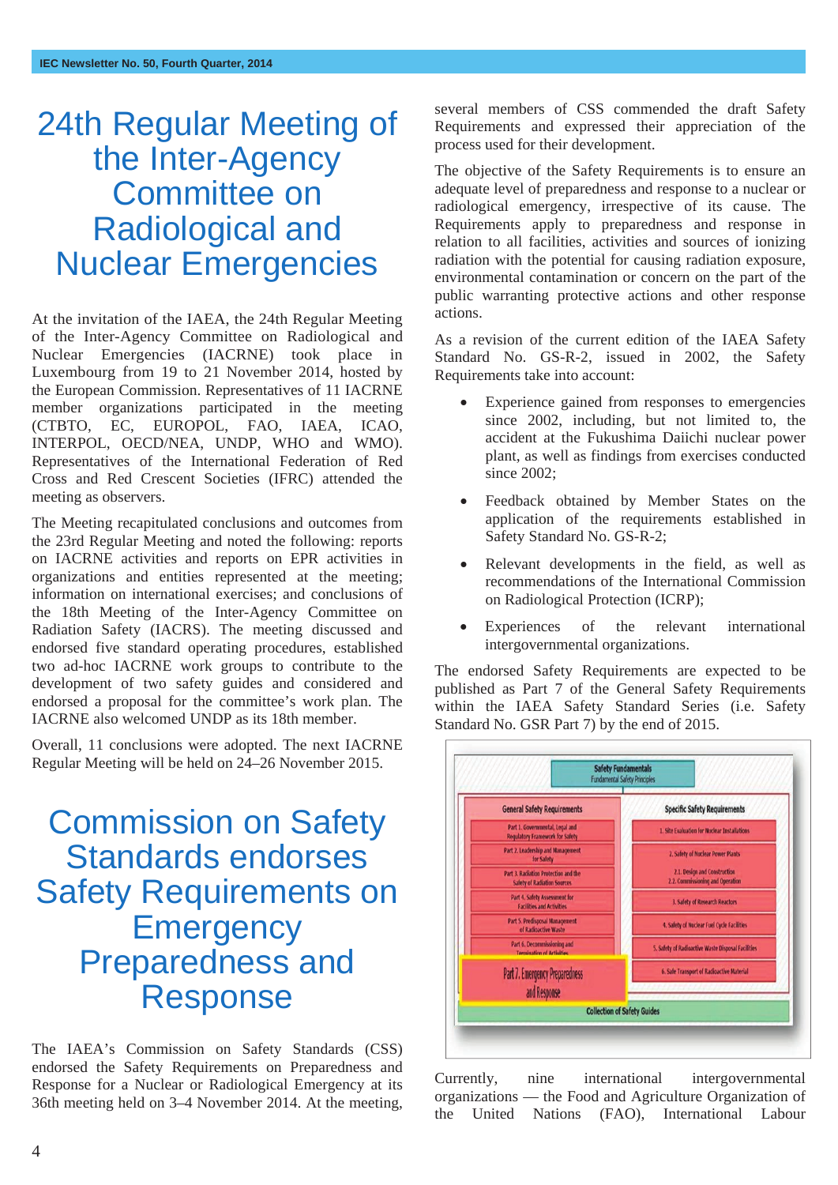# 24th Regular Meeting of the Inter-Agency Committee on Radiological and Nuclear Emergencies

At the invitation of the IAEA, the 24th Regular Meeting of the Inter-Agency Committee on Radiological and Nuclear Emergencies (IACRNE) took place in Luxembourg from 19 to 21 November 2014, hosted by the European Commission. Representatives of 11 IACRNE member organizations participated in the meeting (CTBTO, EC, EUROPOL, FAO, IAEA, ICAO, INTERPOL, OECD/NEA, UNDP, WHO and WMO). Representatives of the International Federation of Red Cross and Red Crescent Societies (IFRC) attended the meeting as observers.

The Meeting recapitulated conclusions and outcomes from the 23rd Regular Meeting and noted the following: reports on IACRNE activities and reports on EPR activities in organizations and entities represented at the meeting; information on international exercises; and conclusions of the 18th Meeting of the Inter-Agency Committee on Radiation Safety (IACRS). The meeting discussed and endorsed five standard operating procedures, established two ad-hoc IACRNE work groups to contribute to the development of two safety guides and considered and endorsed a proposal for the committee's work plan. The IACRNE also welcomed UNDP as its 18th member.

Overall, 11 conclusions were adopted. The next IACRNE Regular Meeting will be held on 24–26 November 2015.

# Commission on Safety Standards endorses Safety Requirements on Emergency Preparedness and Response

The IAEA's Commission on Safety Standards (CSS) endorsed the Safety Requirements on Preparedness and Response for a Nuclear or Radiological Emergency at its 36th meeting held on 3–4 November 2014. At the meeting, several members of CSS commended the draft Safety Requirements and expressed their appreciation of the process used for their development.

The objective of the Safety Requirements is to ensure an adequate level of preparedness and response to a nuclear or radiological emergency, irrespective of its cause. The Requirements apply to preparedness and response in relation to all facilities, activities and sources of ionizing radiation with the potential for causing radiation exposure, environmental contamination or concern on the part of the public warranting protective actions and other response actions.

As a revision of the current edition of the IAEA Safety Standard No. GS-R-2, issued in 2002, the Safety Requirements take into account:

- Experience gained from responses to emergencies since 2002, including, but not limited to, the accident at the Fukushima Daiichi nuclear power plant, as well as findings from exercises conducted since 2002;
- Feedback obtained by Member States on the application of the requirements established in Safety Standard No. GS-R-2;
- Relevant developments in the field, as well as recommendations of the International Commission on Radiological Protection (ICRP);
- Experiences of the relevant international intergovernmental organizations.

The endorsed Safety Requirements are expected to be published as Part 7 of the General Safety Requirements within the IAEA Safety Standard Series (i.e. Safety Standard No. GSR Part 7) by the end of 2015.

Currently, nine international intergovernmental organizations — the Food and Agriculture Organization of the United Nations (FAO), International Labour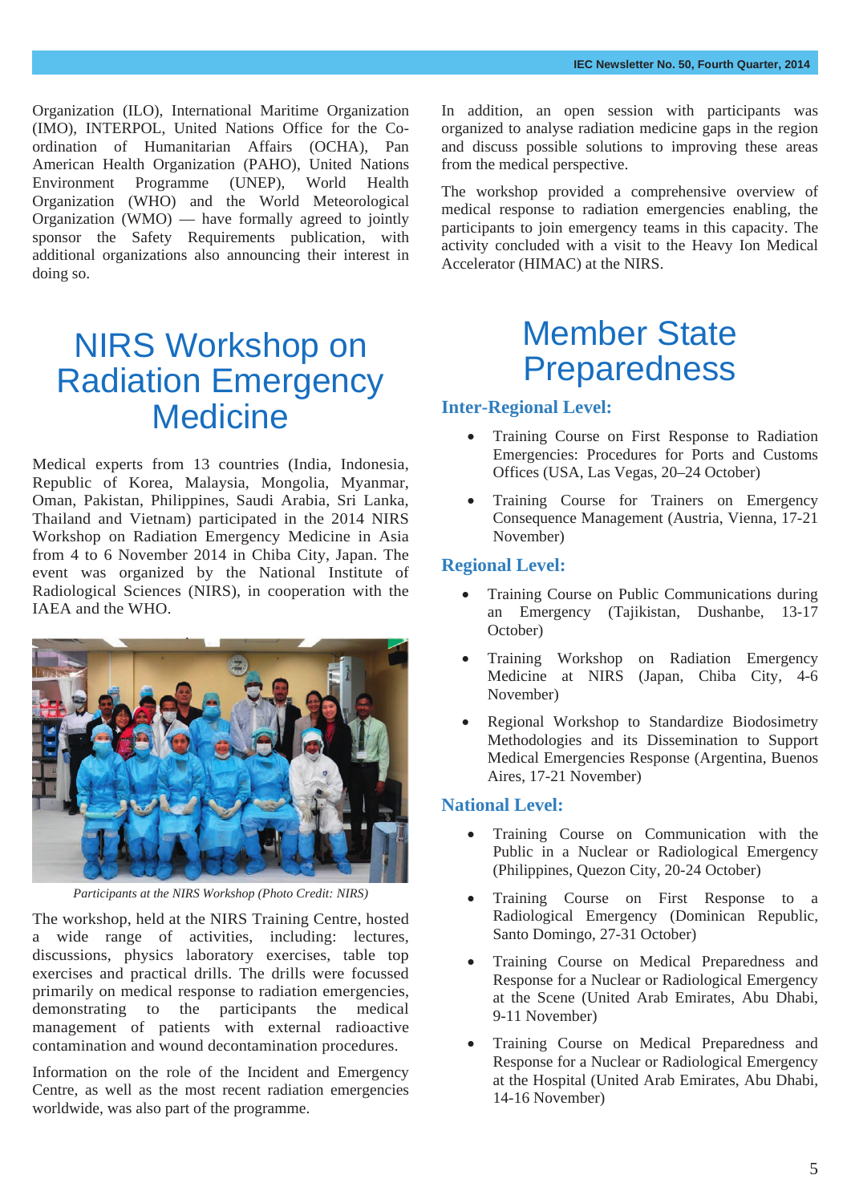Organization (ILO), International Maritime Organization (IMO), INTERPOL, United Nations Office for the Co-ordination of Humanitarian Affairs (OCHA), Pan American Health Organization (PAHO), United Nations Environment Programme (UNEP), World Health Organization (WHO) and the World Meteorological Organization (WMO) — have formally agreed to jointly sponsor the Safety Requirements publication, with additional organizations also announcing their interest in doing so.

# NIRS Workshop on Radiation Emergency Medicine

Medical experts from 13 countries (India, Indonesia, Republic of Korea, Malaysia, Mongolia, Myanmar, Oman, Pakistan, Philippines, Saudi Arabia, Sri Lanka, Thailand and Vietnam) participated in the 2014 NIRS Workshop on Radiation Emergency Medicine in Asia from 4 to 6 November 2014 in Chiba City, Japan. The event was organized by the National Institute of Radiological Sciences (NIRS), in cooperation with the IAEA and the WHO.

*Participants at the NIRS Workshop (Photo Credit: NIRS)*

The workshop, held at the NIRS Training Centre, hosted a wide range of activities, including: lectures, discussions, physics laboratory exercises, table top exercises and practical drills. The drills were focussed primarily on medical response to radiation emergencies, demonstrating to the participants the medical management of patients with external radioactive contamination and wound decontamination procedures.

Information on the role of the Incident and Emergency Centre, as well as the most recent radiation emergencies worldwide, was also part of the programme.

In addition, an open session with participants was organized to analyse radiation medicine gaps in the region and discuss possible solutions to improving these areas from the medical perspective.

The workshop provided a comprehensive overview of medical response to radiation emergencies enabling, the participants to join emergency teams in this capacity. The activity concluded with a visit to the Heavy Ion Medical Accelerator (HIMAC) at the NIRS.

# Member State Preparedness

## Inter-Regional Level:

- Training Course on First Response to Radiation Emergencies: Procedures for Ports and Customs Offices (USA, Las Vegas, 20–24 October)
- Training Course for Trainers on Emergency Consequence Management (Austria, Vienna, 17-21 November)

## Regional Level:

- Training Course on Public Communications during an Emergency (Tajikistan, Dushanbe, 13-17 October)
- Training Workshop on Radiation Emergency Medicine at NIRS (Japan, Chiba City, 4-6 November)
- Regional Workshop to Standardize Biodosimetry Methodologies and its Dissemination to Support Medical Emergencies Response (Argentina, Buenos Aires, 17-21 November)

## National Level:

- Training Course on Communication with the Public in a Nuclear or Radiological Emergency (Philippines, Quezon City, 20-24 October)
- Training Course on First Response to a Radiological Emergency (Dominican Republic, Santo Domingo, 27-31 October)
- Training Course on Medical Preparedness and Response for a Nuclear or Radiological Emergency at the Scene (United Arab Emirates, Abu Dhabi, 9-11 November)
- Training Course on Medical Preparedness and Response for a Nuclear or Radiological Emergency at the Hospital (United Arab Emirates, Abu Dhabi, 14-16 November)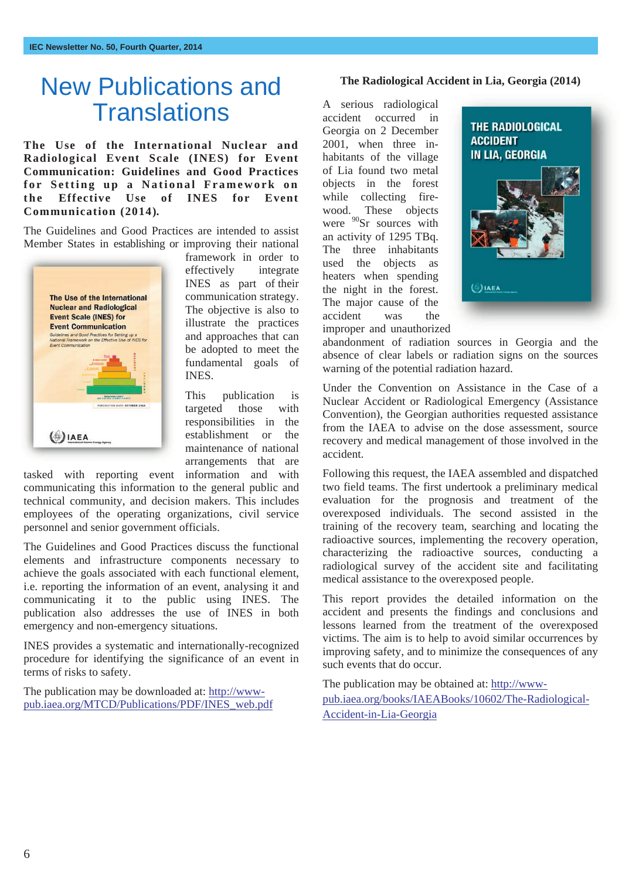# New Publications and Translations

**The Use of the International Nuclear and Radiological Event Scale (INES) for Event Communication: Guidelines and Good Practices for Setting up a National Framework on the Effective Use of INES for Event Communication (2014).**

The Guidelines and Good Practices are intended to assist Member States in establishing or improving their national framework in order to effectively integrate INES as part of their communication strategy. The objective is also to illustrate the practices and approaches that can be adopted to meet the fundamental goals of INES.

This publication is targeted those with responsibilities in the establishment or the maintenance of national arrangements that are tasked with reporting event information and with communicating this information to the general public and technical community, and decision makers. This includes employees of the operating organizations, civil service personnel and senior government officials.

The Guidelines and Good Practices discuss the functional elements and infrastructure components necessary to achieve the goals associated with each functional element, i.e. reporting the information of an event, analysing it and communicating it to the public using INES. The publication also addresses the use of INES in both emergency and non-emergency situations.

INES provides a systematic and internationally-recognized procedure for identifying the significance of an event in terms of risks to safety.

The publication may be downloaded at: http://www-pub.iaea.org/MTCD/Publications/PDF/INES_web.pdf

### The Radiological Accident in Lia, Georgia (2014)

A serious radiological accident occurred in Georgia on 2 December 2001, when three in-habitants of the village of Lia found two metal objects in the forest while collecting fire-wood. These objects were $^{90}$Sr sources with an activity of 1295 TBq. The three inhabitants used the objects as heaters when spending the night in the forest. The major cause of the accident was the improper and unauthorized abandonment of radiation sources in Georgia and the absence of clear labels or radiation signs on the sources warning of the potential radiation hazard.

Under the Convention on Assistance in the Case of a Nuclear Accident or Radiological Emergency (Assistance Convention), the Georgian authorities requested assistance from the IAEA to advise on the dose assessment, source recovery and medical management of those involved in the accident.

Following this request, the IAEA assembled and dispatched two field teams. The first undertook a preliminary medical evaluation for the prognosis and treatment of the overexposed individuals. The second assisted in the training of the recovery team, searching and locating the radioactive sources, implementing the recovery operation, characterizing the radioactive sources, conducting a radiological survey of the accident site and facilitating medical assistance to the overexposed people.

This report provides the detailed information on the accident and presents the findings and conclusions and lessons learned from the treatment of the overexposed victims. The aim is to help to avoid similar occurrences by improving safety, and to minimize the consequences of any such events that do occur.

The publication may be obtained at: http://www-pub.iaea.org/books/IAEABooks/10602/The-Radiological-Accident-in-Lia-Georgia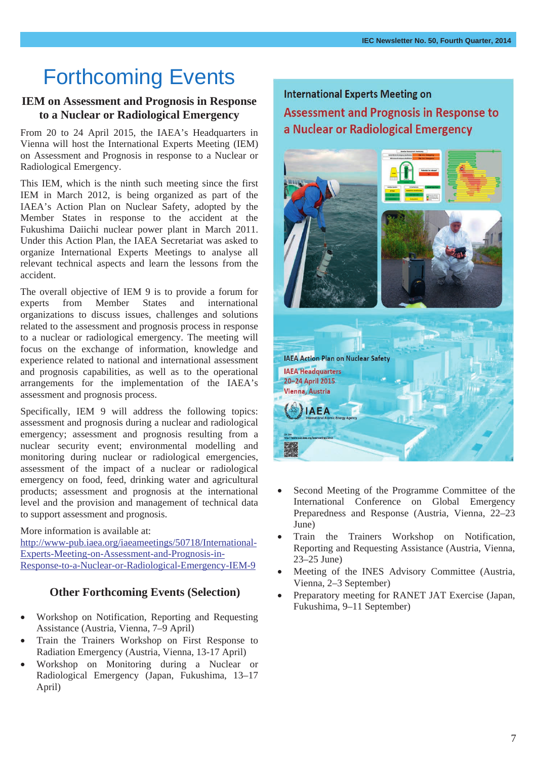# Forthcoming Events

## IEM on Assessment and Prognosis in Response to a Nuclear or Radiological Emergency

From 20 to 24 April 2015, the IAEA's Headquarters in Vienna will host the International Experts Meeting (IEM) on Assessment and Prognosis in response to a Nuclear or Radiological Emergency.

This IEM, which is the ninth such meeting since the first IEM in March 2012, is being organized as part of the IAEA's Action Plan on Nuclear Safety, adopted by the Member States in response to the accident at the Fukushima Daiichi nuclear power plant in March 2011. Under this Action Plan, the IAEA Secretariat was asked to organize International Experts Meetings to analyse all relevant technical aspects and learn the lessons from the accident.

The overall objective of IEM 9 is to provide a forum for experts from Member States and international organizations to discuss issues, challenges and solutions related to the assessment and prognosis process in response to a nuclear or radiological emergency. The meeting will focus on the exchange of information, knowledge and experience related to national and international assessment and prognosis capabilities, as well as to the operational arrangements for the implementation of the IAEA's assessment and prognosis process.

Specifically, IEM 9 will address the following topics: assessment and prognosis during a nuclear and radiological emergency; assessment and prognosis resulting from a nuclear security event; environmental modelling and monitoring during nuclear or radiological emergencies, assessment of the impact of a nuclear or radiological emergency on food, feed, drinking water and agricultural products; assessment and prognosis at the international level and the provision and management of technical data to support assessment and prognosis.

More information is available at:
http://www-pub.iaea.org/iaeameetings/50718/International-Experts-Meeting-on-Assessment-and-Prognosis-in-Response-to-a-Nuclear-or-Radiological-Emergency-IEM-9

International Experts Meeting on
Assessment and Prognosis in Response to a Nuclear or Radiological Emergency

IAEA Action Plan on Nuclear Safety
IAEA Headquarters
20–24 April 2015
Vienna, Austria

## Other Forthcoming Events (Selection)

- Workshop on Notification, Reporting and Requesting Assistance (Austria, Vienna, 7–9 April)
- Train the Trainers Workshop on First Response to Radiation Emergency (Austria, Vienna, 13-17 April)
- Workshop on Monitoring during a Nuclear or Radiological Emergency (Japan, Fukushima, 13–17 April)
- Second Meeting of the Programme Committee of the International Conference on Global Emergency Preparedness and Response (Austria, Vienna, 22–23 June)
- Train the Trainers Workshop on Notification, Reporting and Requesting Assistance (Austria, Vienna, 23–25 June)
- Meeting of the INES Advisory Committee (Austria, Vienna, 2–3 September)
- Preparatory meeting for RANET JAT Exercise (Japan, Fukushima, 9–11 September)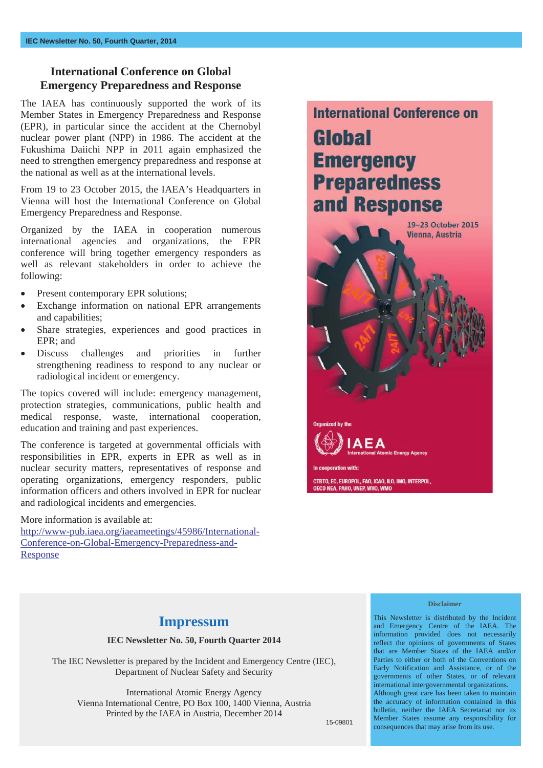## International Conference on Global Emergency Preparedness and Response

The IAEA has continuously supported the work of its Member States in Emergency Preparedness and Response (EPR), in particular since the accident at the Chernobyl nuclear power plant (NPP) in 1986. The accident at the Fukushima Daiichi NPP in 2011 again emphasized the need to strengthen emergency preparedness and response at the national as well as at the international levels.

From 19 to 23 October 2015, the IAEA's Headquarters in Vienna will host the International Conference on Global Emergency Preparedness and Response.

Organized by the IAEA in cooperation numerous international agencies and organizations, the EPR conference will bring together emergency responders as well as relevant stakeholders in order to achieve the following:

- Present contemporary EPR solutions;
- Exchange information on national EPR arrangements and capabilities;
- Share strategies, experiences and good practices in EPR; and
- Discuss challenges and priorities in further strengthening readiness to respond to any nuclear or radiological incident or emergency.

The topics covered will include: emergency management, protection strategies, communications, public health and medical response, waste, international cooperation, education and training and past experiences.

The conference is targeted at governmental officials with responsibilities in EPR, experts in EPR as well as in nuclear security matters, representatives of response and operating organizations, emergency responders, public information officers and others involved in EPR for nuclear and radiological incidents and emergencies.

More information is available at:
[http://www-pub.iaea.org/iaeameetings/45986/International-Conference-on-Global-Emergency-Preparedness-and-Response](http://www-pub.iaea.org/iaeameetings/45986/International-Conference-on-Global-Emergency-Preparedness-and-Response)

International Conference on

**Global Emergency Preparedness and Response**

19–23 October 2015
Vienna, Austria

Organized by the

IAEA
International Atomic Energy Agency

In cooperation with:

CTBTO, EC, EUROPOL, FAO, ICAO, ILO, IMO, INTERPOL, OECD NEA, PAHO, UNEP, WHO, WMO

## Impressum

**IEC Newsletter No. 50, Fourth Quarter 2014**

The IEC Newsletter is prepared by the Incident and Emergency Centre (IEC), Department of Nuclear Safety and Security

International Atomic Energy Agency
Vienna International Centre, PO Box 100, 1400 Vienna, Austria
Printed by the IAEA in Austria, December 2014

15-09801

**Disclaimer**

This Newsletter is distributed by the Incident and Emergency Centre of the IAEA. The information provided does not necessarily reflect the opinions of governments of States that are Member States of the IAEA and/or Parties to either or both of the Conventions on Early Notification and Assistance, or of the governments of other States, or of relevant international intergovernmental organizations. Although great care has been taken to maintain the accuracy of information contained in this bulletin, neither the IAEA Secretariat nor its Member States assume any responsibility for consequences that may arise from its use.